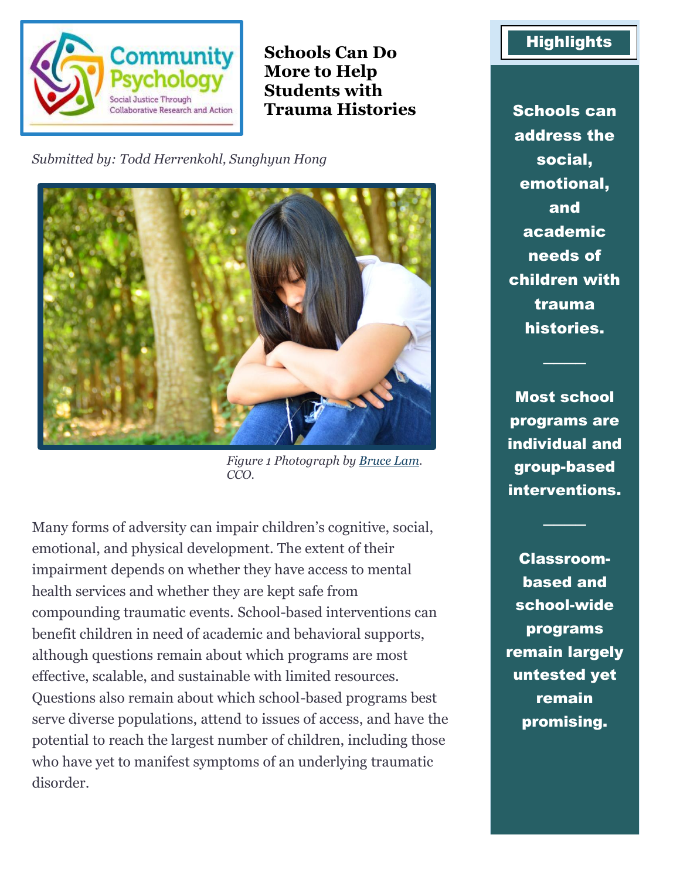# Schools Can Do More to Help Students with Trauma Histories

*Submitted by: Todd Herrenkohl, Sunghyun Hong*

*Figure 1 Photograph by Bruce Lam. CCO.*

Many forms of adversity can impair children's cognitive, social, emotional, and physical development. The extent of their impairment depends on whether they have access to mental health services and whether they are kept safe from compounding traumatic events. School-based interventions can benefit children in need of academic and behavioral supports, although questions remain about which programs are most effective, scalable, and sustainable with limited resources. Questions also remain about which school-based programs best serve diverse populations, attend to issues of access, and have the potential to reach the largest number of children, including those who have yet to manifest symptoms of an underlying traumatic disorder.

## Highlights

**Schools can address the social, emotional, and academic needs of children with trauma histories.**

**Most school programs are individual and group-based interventions.**

**Classroom-based and school-wide programs remain largely untested yet remain promising.**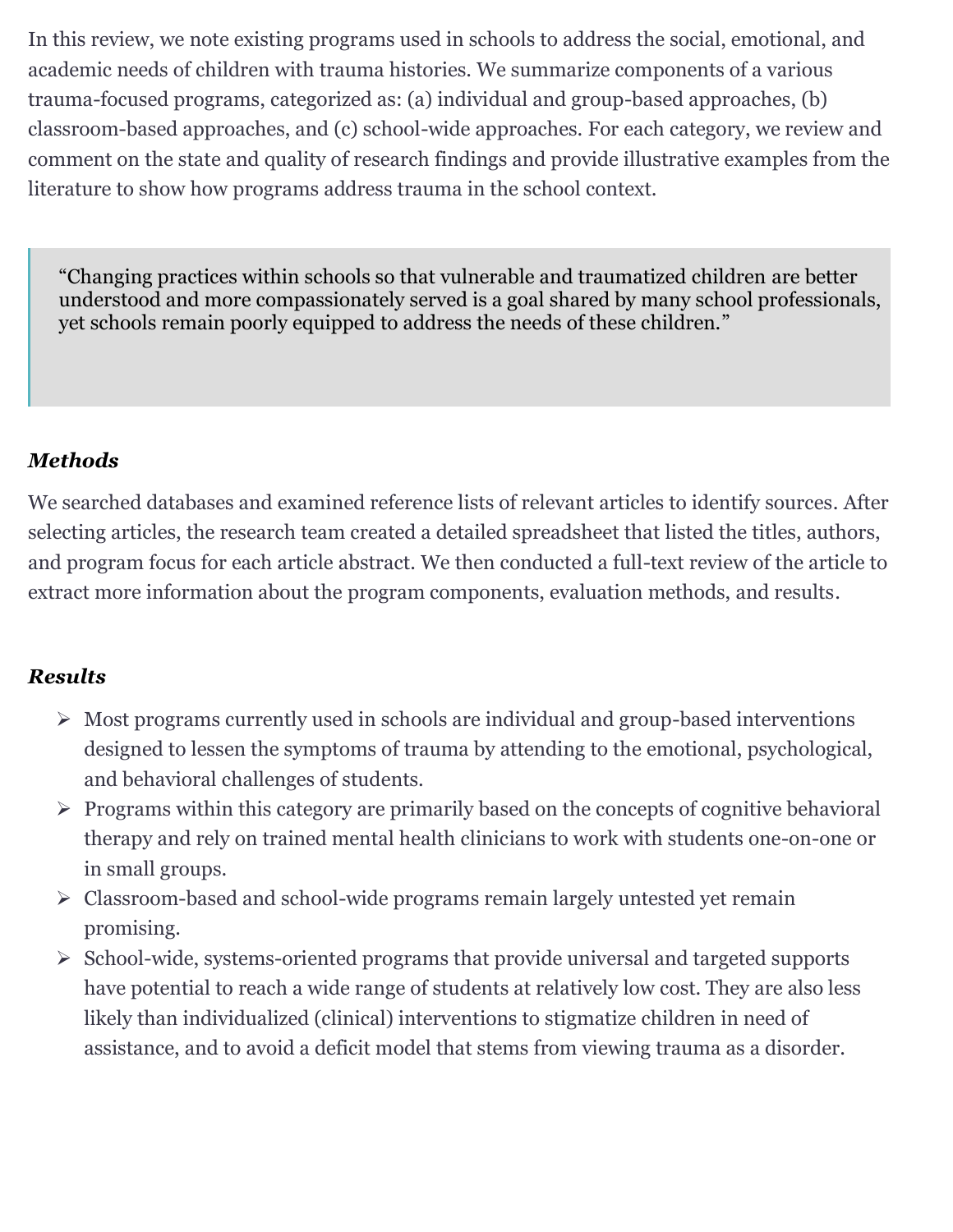In this review, we note existing programs used in schools to address the social, emotional, and academic needs of children with trauma histories. We summarize components of a various trauma-focused programs, categorized as: (a) individual and group-based approaches, (b) classroom-based approaches, and (c) school-wide approaches. For each category, we review and comment on the state and quality of research findings and provide illustrative examples from the literature to show how programs address trauma in the school context.

> "Changing practices within schools so that vulnerable and traumatized children are better understood and more compassionately served is a goal shared by many school professionals, yet schools remain poorly equipped to address the needs of these children."

### *Methods*

We searched databases and examined reference lists of relevant articles to identify sources. After selecting articles, the research team created a detailed spreadsheet that listed the titles, authors, and program focus for each article abstract. We then conducted a full-text review of the article to extract more information about the program components, evaluation methods, and results.

### *Results*

- Most programs currently used in schools are individual and group-based interventions designed to lessen the symptoms of trauma by attending to the emotional, psychological, and behavioral challenges of students.
- Programs within this category are primarily based on the concepts of cognitive behavioral therapy and rely on trained mental health clinicians to work with students one-on-one or in small groups.
- Classroom-based and school-wide programs remain largely untested yet remain promising.
- School-wide, systems-oriented programs that provide universal and targeted supports have potential to reach a wide range of students at relatively low cost. They are also less likely than individualized (clinical) interventions to stigmatize children in need of assistance, and to avoid a deficit model that stems from viewing trauma as a disorder.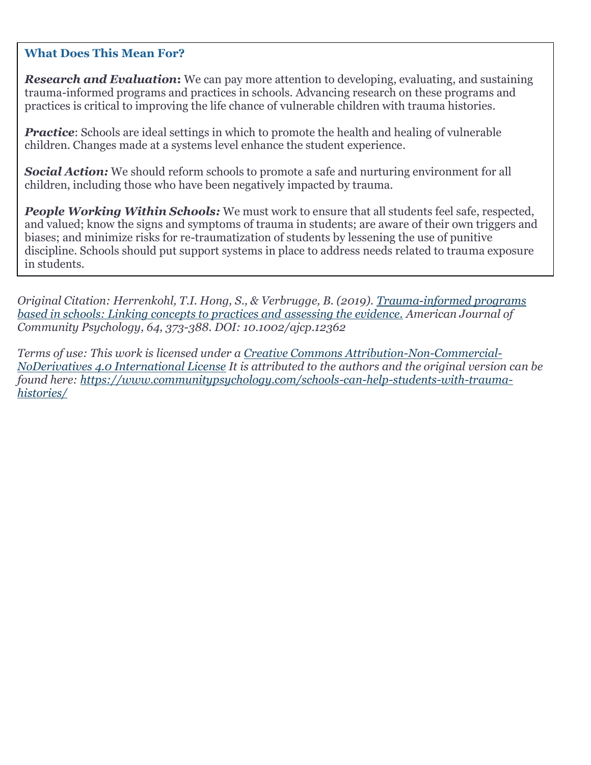### What Does This Mean For?

***Research and Evaluation*:** We can pay more attention to developing, evaluating, and sustaining trauma-informed programs and practices in schools. Advancing research on these programs and practices is critical to improving the life chance of vulnerable children with trauma histories.

***Practice***: Schools are ideal settings in which to promote the health and healing of vulnerable children. Changes made at a systems level enhance the student experience.

***Social Action:*** We should reform schools to promote a safe and nurturing environment for all children, including those who have been negatively impacted by trauma.

***People Working Within Schools:*** We must work to ensure that all students feel safe, respected, and valued; know the signs and symptoms of trauma in students; are aware of their own triggers and biases; and minimize risks for re-traumatization of students by lessening the use of punitive discipline. Schools should put support systems in place to address needs related to trauma exposure in students.

*Original Citation: Herrenkohl, T.I. Hong, S., & Verbrugge, B. (2019). Trauma-informed programs based in schools: Linking concepts to practices and assessing the evidence. American Journal of Community Psychology, 64, 373-388. DOI: 10.1002/ajcp.12362*

*Terms of use: This work is licensed under a Creative Commons Attribution-Non-Commercial-NoDerivatives 4.0 International License It is attributed to the authors and the original version can be found here: https://www.communitypsychology.com/schools-can-help-students-with-trauma-histories/*